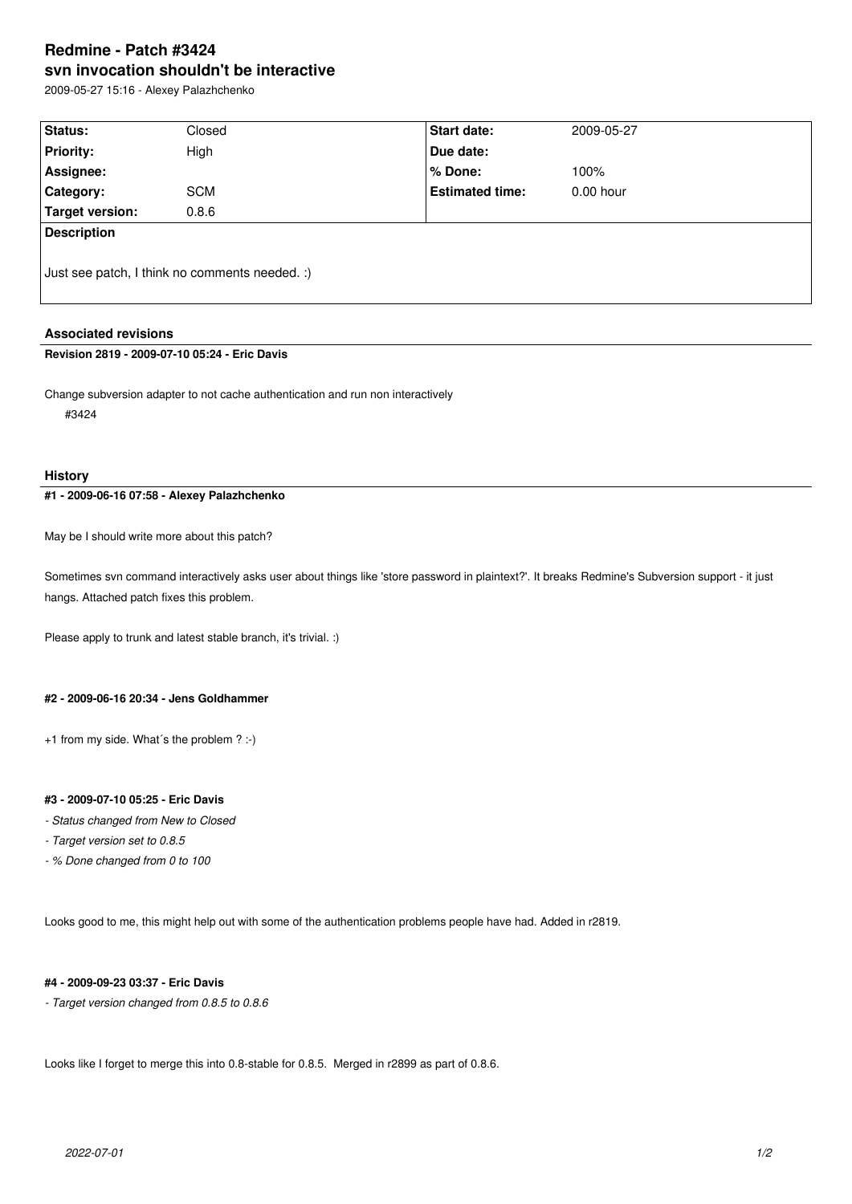# Redmine - Patch #3424

# svn invocation shouldn't be interactive

2009-05-27 15:16 - Alexey Palazhchenko

| Status: | Closed | Start date: | 2009-05-27 |
| --- | --- | --- | --- |
| Priority: | High | Due date: | |
| Assignee: | | % Done: | 100% |
| Category: | SCM | Estimated time: | 0.00 hour |
| Target version: | 0.8.6 | | |

**Description**

Just see patch, I think no comments needed. :)

### Associated revisions

**Revision 2819 - 2009-07-10 05:24 - Eric Davis**

Change subversion adapter to not cache authentication and run non interactively

#3424

### History

**#1 - 2009-06-16 07:58 - Alexey Palazhchenko**

May be I should write more about this patch?

Sometimes svn command interactively asks user about things like 'store password in plaintext?'. It breaks Redmine's Subversion support - it just hangs. Attached patch fixes this problem.

Please apply to trunk and latest stable branch, it's trivial. :)

**#2 - 2009-06-16 20:34 - Jens Goldhammer**

+1 from my side. What´s the problem ? :-)

**#3 - 2009-07-10 05:25 - Eric Davis**

- *Status changed from New to Closed*
- *Target version set to 0.8.5*
- *% Done changed from 0 to 100*

Looks good to me, this might help out with some of the authentication problems people have had. Added in r2819.

**#4 - 2009-09-23 03:37 - Eric Davis**

- *Target version changed from 0.8.5 to 0.8.6*

Looks like I forget to merge this into 0.8-stable for 0.8.5. Merged in r2899 as part of 0.8.6.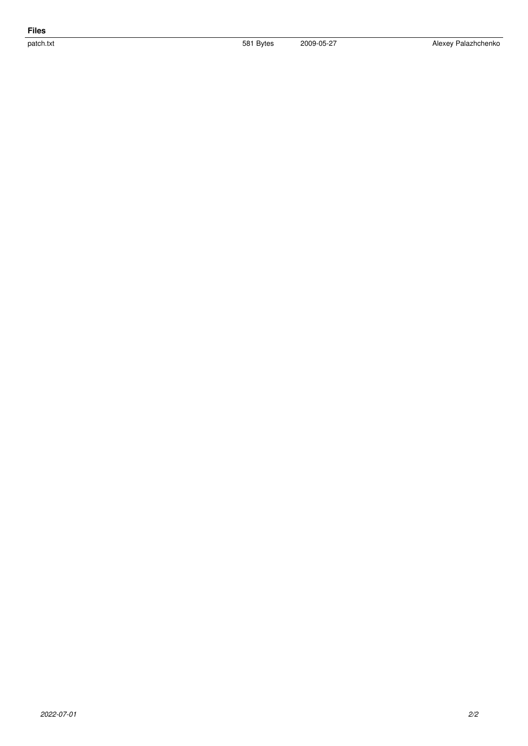**Files**

| | | | |
|---|---|---|---|
| patch.txt | 581 Bytes | 2009-05-27 | Alexey Palazhchenko |